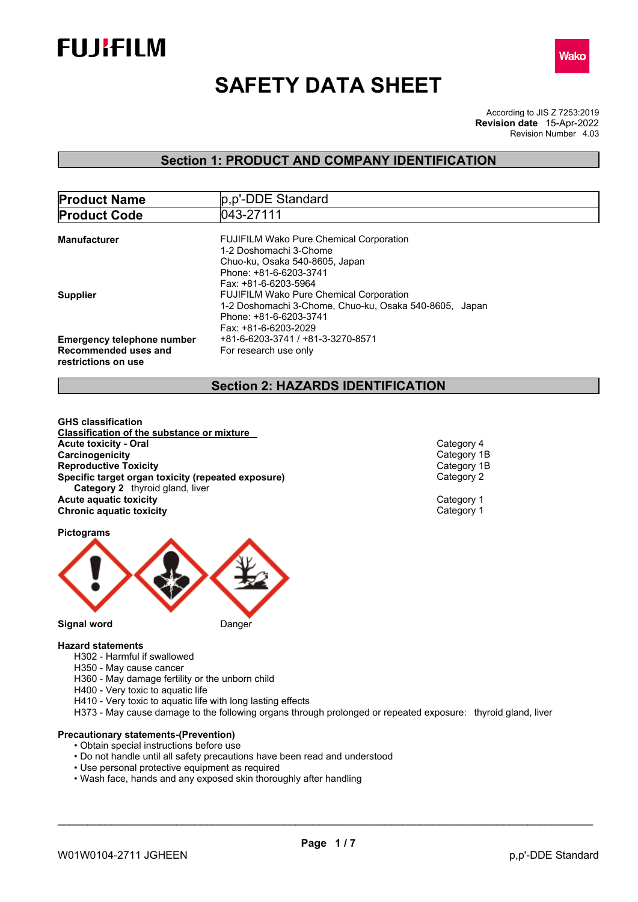FUJIFILM

Wako

# SAFETY DATA SHEET

According to JIS Z 7253:2019
**Revision date** 15-Apr-2022
Revision Number 4.03

## Section 1: PRODUCT AND COMPANY IDENTIFICATION

| **Product Name** | p,p'-DDE Standard |
|---|---|
| **Product Code** | 043-27111 |

**Manufacturer**
FUJIFILM Wako Pure Chemical Corporation
1-2 Doshomachi 3-Chome
Chuo-ku, Osaka 540-8605, Japan
Phone: +81-6-6203-3741
Fax: +81-6-6203-5964

**Supplier**
FUJIFILM Wako Pure Chemical Corporation
1-2 Doshomachi 3-Chome, Chuo-ku, Osaka 540-8605, Japan
Phone: +81-6-6203-3741
Fax: +81-6-6203-2029

**Emergency telephone number** +81-6-6203-3741 / +81-3-3270-8571

**Recommended uses and restrictions on use** For research use only

## Section 2: HAZARDS IDENTIFICATION

**GHS classification**

**Classification of the substance or mixture**

| | |
|---|---|
| **Acute toxicity - Oral** | Category 4 |
| **Carcinogenicity** | Category 1B |
| **Reproductive Toxicity** | Category 1B |
| **Specific target organ toxicity (repeated exposure)** | Category 2 |
| **Category 2** thyroid gland, liver | |
| **Acute aquatic toxicity** | Category 1 |
| **Chronic aquatic toxicity** | Category 1 |

**Pictograms**

**Signal word** Danger

**Hazard statements**

H302 - Harmful if swallowed
H350 - May cause cancer
H360 - May damage fertility or the unborn child
H400 - Very toxic to aquatic life
H410 - Very toxic to aquatic life with long lasting effects
H373 - May cause damage to the following organs through prolonged or repeated exposure: thyroid gland, liver

**Precautionary statements-(Prevention)**

- Obtain special instructions before use
- Do not handle until all safety precautions have been read and understood
- Use personal protective equipment as required
- Wash face, hands and any exposed skin thoroughly after handling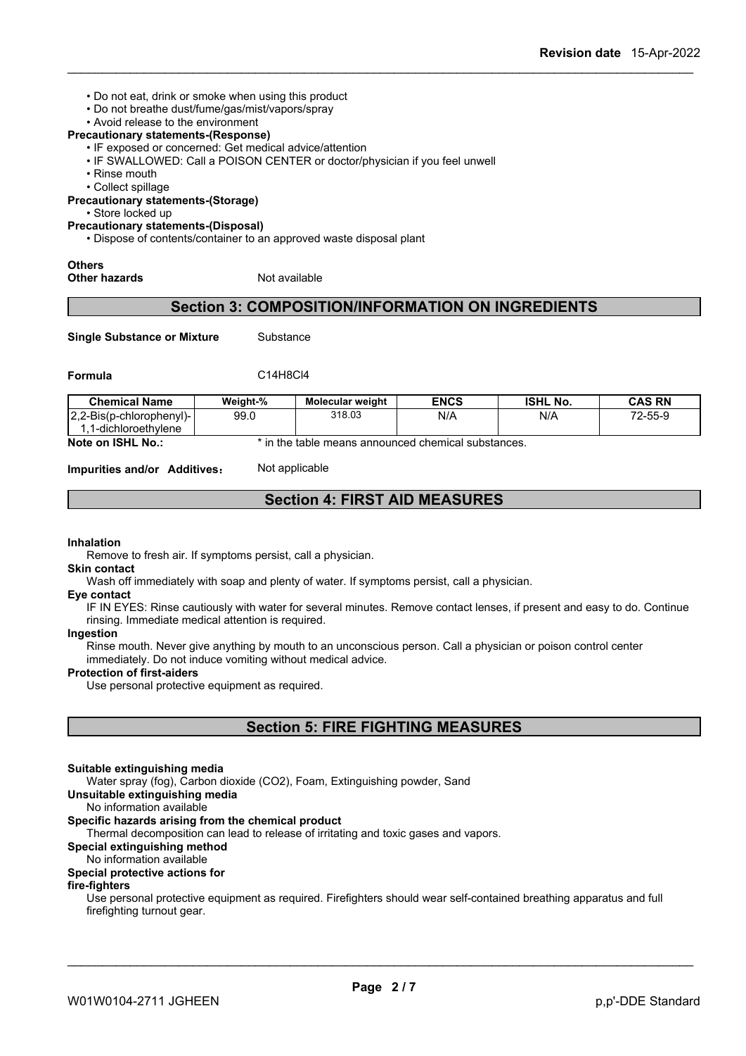- Do not eat, drink or smoke when using this product
- Do not breathe dust/fume/gas/mist/vapors/spray
- Avoid release to the environment

**Precautionary statements-(Response)**

- IF exposed or concerned: Get medical advice/attention
- IF SWALLOWED: Call a POISON CENTER or doctor/physician if you feel unwell
- Rinse mouth
- Collect spillage

**Precautionary statements-(Storage)**

- Store locked up

**Precautionary statements-(Disposal)**

- Dispose of contents/container to an approved waste disposal plant

**Others**

**Other hazards** Not available

## Section 3: COMPOSITION/INFORMATION ON INGREDIENTS

**Single Substance or Mixture** Substance

**Formula** C14H8Cl4

| Chemical Name | Weight-% | Molecular weight | ENCS | ISHL No. | CAS RN |
|---|---|---|---|---|---|
| 2,2-Bis(p-chlorophenyl)-1,1-dichloroethylene | 99.0 | 318.03 | N/A | N/A | 72-55-9 |

**Note on ISHL No.:** * in the table means announced chemical substances.

**Impurities and/or Additives:** Not applicable

## Section 4: FIRST AID MEASURES

**Inhalation**

Remove to fresh air. If symptoms persist, call a physician.

**Skin contact**

Wash off immediately with soap and plenty of water. If symptoms persist, call a physician.

**Eye contact**

IF IN EYES: Rinse cautiously with water for several minutes. Remove contact lenses, if present and easy to do. Continue rinsing. Immediate medical attention is required.

**Ingestion**

Rinse mouth. Never give anything by mouth to an unconscious person. Call a physician or poison control center immediately. Do not induce vomiting without medical advice.

**Protection of first-aiders**

Use personal protective equipment as required.

## Section 5: FIRE FIGHTING MEASURES

**Suitable extinguishing media**

Water spray (fog), Carbon dioxide (CO2), Foam, Extinguishing powder, Sand

**Unsuitable extinguishing media**

No information available

**Specific hazards arising from the chemical product**

Thermal decomposition can lead to release of irritating and toxic gases and vapors.

**Special extinguishing method**

No information available

**Special protective actions for fire-fighters**

Use personal protective equipment as required. Firefighters should wear self-contained breathing apparatus and full firefighting turnout gear.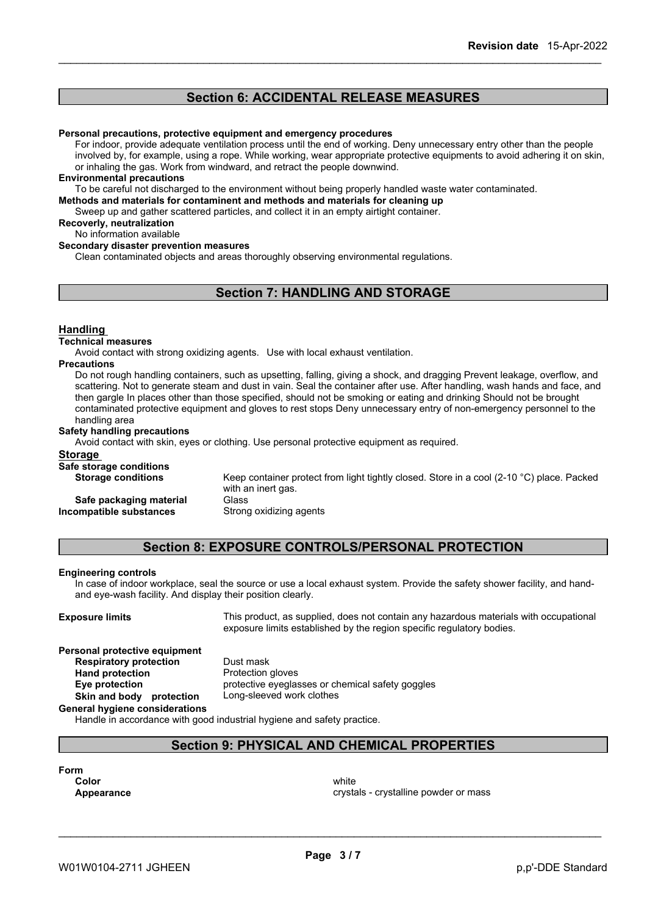## Section 6: ACCIDENTAL RELEASE MEASURES

**Personal precautions, protective equipment and emergency procedures**

For indoor, provide adequate ventilation process until the end of working. Deny unnecessary entry other than the people involved by, for example, using a rope. While working, wear appropriate protective equipments to avoid adhering it on skin, or inhaling the gas. Work from windward, and retract the people downwind.

**Environmental precautions**

To be careful not discharged to the environment without being properly handled waste water contaminated.

**Methods and materials for contaminent and methods and materials for cleaning up**

Sweep up and gather scattered particles, and collect it in an empty airtight container.

**Recoverly, neutralization**

No information available

**Secondary disaster prevention measures**

Clean contaminated objects and areas thoroughly observing environmental regulations.

## Section 7: HANDLING AND STORAGE

### Handling

**Technical measures**

Avoid contact with strong oxidizing agents. Use with local exhaust ventilation.

**Precautions**

Do not rough handling containers, such as upsetting, falling, giving a shock, and dragging Prevent leakage, overflow, and scattering. Not to generate steam and dust in vain. Seal the container after use. After handling, wash hands and face, and then gargle In places other than those specified, should not be smoking or eating and drinking Should not be brought contaminated protective equipment and gloves to rest stops Deny unnecessary entry of non-emergency personnel to the handling area

**Safety handling precautions**

Avoid contact with skin, eyes or clothing. Use personal protective equipment as required.

### Storage

**Safe storage conditions**

**Storage conditions**: Keep container protect from light tightly closed. Store in a cool (2-10 °C) place. Packed with an inert gas.

**Safe packaging material**: Glass

**Incompatible substances**: Strong oxidizing agents

## Section 8: EXPOSURE CONTROLS/PERSONAL PROTECTION

**Engineering controls**

In case of indoor workplace, seal the source or use a local exhaust system. Provide the safety shower facility, and hand- and eye-wash facility. And display their position clearly.

**Exposure limits**: This product, as supplied, does not contain any hazardous materials with occupational exposure limits established by the region specific regulatory bodies.

**Personal protective equipment**

- **Respiratory protection**: Dust mask
- **Hand protection**: Protection gloves
- **Eye protection**: protective eyeglasses or chemical safety goggles
- **Skin and body protection**: Long-sleeved work clothes

**General hygiene considerations**

Handle in accordance with good industrial hygiene and safety practice.

## Section 9: PHYSICAL AND CHEMICAL PROPERTIES

**Form**

- **Color**: white
- **Appearance**: crystals - crystalline powder or mass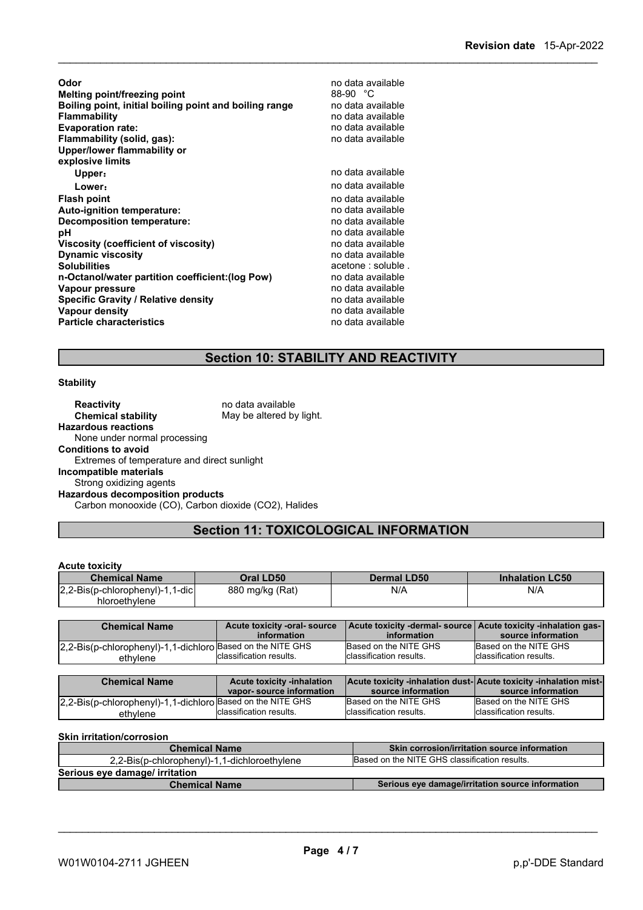| | |
|---|---|
| **Odor** | no data available |
| **Melting point/freezing point** | 88-90 °C |
| **Boiling point, initial boiling point and boiling range** | no data available |
| **Flammability** | no data available |
| **Evaporation rate:** | no data available |
| **Flammability (solid, gas):** | no data available |
| **Upper/lower flammability or explosive limits** | |
| **Upper:** | no data available |
| **Lower:** | no data available |
| **Flash point** | no data available |
| **Auto-ignition temperature:** | no data available |
| **Decomposition temperature:** | no data available |
| **pH** | no data available |
| **Viscosity (coefficient of viscosity)** | no data available |
| **Dynamic viscosity** | no data available |
| **Solubilities** | acetone : soluble . |
| **n-Octanol/water partition coefficient:(log Pow)** | no data available |
| **Vapour pressure** | no data available |
| **Specific Gravity / Relative density** | no data available |
| **Vapour density** | no data available |
| **Particle characteristics** | no data available |

## Section 10: STABILITY AND REACTIVITY

**Stability**

**Reactivity** no data available
**Chemical stability** May be altered by light.

**Hazardous reactions**
None under normal processing

**Conditions to avoid**
Extremes of temperature and direct sunlight

**Incompatible materials**
Strong oxidizing agents

**Hazardous decomposition products**
Carbon monooxide (CO), Carbon dioxide ($CO_2$), Halides

## Section 11: TOXICOLOGICAL INFORMATION

**Acute toxicity**

| Chemical Name | Oral LD50 | Dermal LD50 | Inhalation LC50 |
|---|---|---|---|
| 2,2-Bis(p-chlorophenyl)-1,1-dichloroethylene | 880 mg/kg (Rat) | N/A | N/A |

| Chemical Name | Acute toxicity -oral- source information | Acute toxicity -dermal- source information | Acute toxicity -inhalation gas- source information |
|---|---|---|---|
| 2,2-Bis(p-chlorophenyl)-1,1-dichloroethylene | Based on the NITE GHS classification results. | Based on the NITE GHS classification results. | Based on the NITE GHS classification results. |

| Chemical Name | Acute toxicity -inhalation vapor- source information | Acute toxicity -inhalation dust- source information | Acute toxicity -inhalation mist- source information |
|---|---|---|---|
| 2,2-Bis(p-chlorophenyl)-1,1-dichloroethylene | Based on the NITE GHS classification results. | Based on the NITE GHS classification results. | Based on the NITE GHS classification results. |

**Skin irritation/corrosion**

| Chemical Name | Skin corrosion/irritation source information |
|---|---|
| 2,2-Bis(p-chlorophenyl)-1,1-dichloroethylene | Based on the NITE GHS classification results. |

**Serious eye damage/ irritation**

| Chemical Name | Serious eye damage/irritation source information |
|---|---|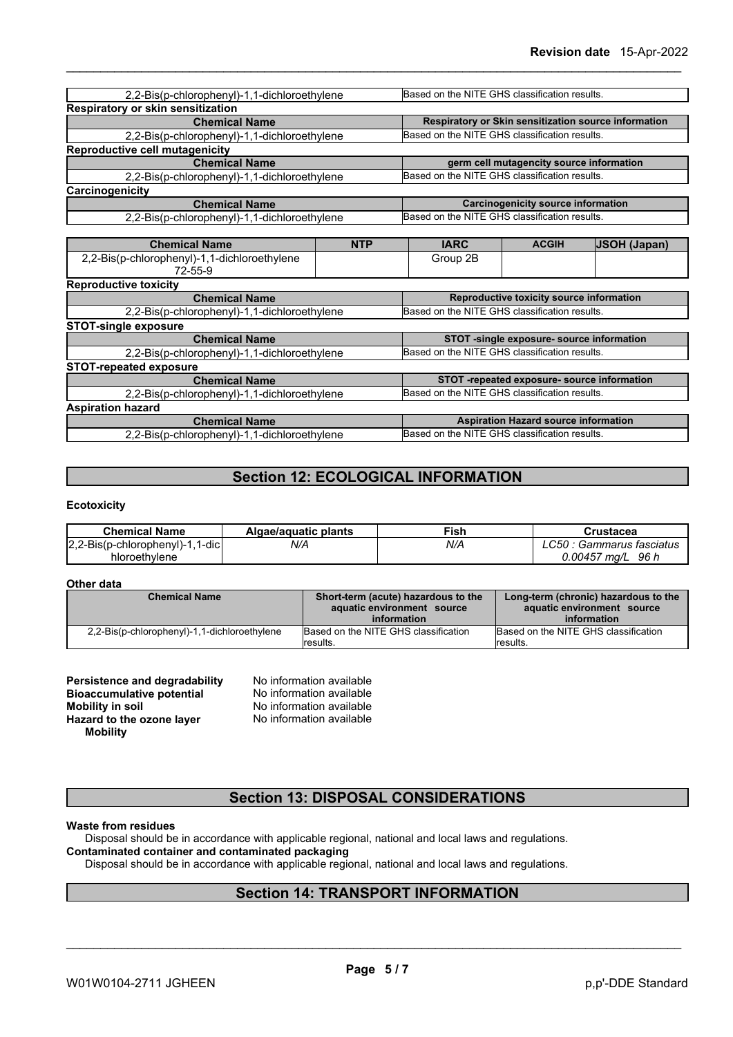| 2,2-Bis(p-chlorophenyl)-1,1-dichloroethylene | Based on the NITE GHS classification results. |
|---|---|

**Respiratory or skin sensitization**

| Chemical Name | Respiratory or Skin sensitization source information |
|---|---|
| 2,2-Bis(p-chlorophenyl)-1,1-dichloroethylene | Based on the NITE GHS classification results. |

**Reproductive cell mutagenicity**

| Chemical Name | germ cell mutagencity source information |
|---|---|
| 2,2-Bis(p-chlorophenyl)-1,1-dichloroethylene | Based on the NITE GHS classification results. |

**Carcinogenicity**

| Chemical Name | Carcinogenicity source information |
|---|---|
| 2,2-Bis(p-chlorophenyl)-1,1-dichloroethylene | Based on the NITE GHS classification results. |

| Chemical Name | NTP | IARC | ACGIH | JSOH (Japan) |
|---|---|---|---|---|
| 2,2-Bis(p-chlorophenyl)-1,1-dichloroethylene 72-55-9 | | Group 2B | | |

**Reproductive toxicity**

| Chemical Name | Reproductive toxicity source information |
|---|---|
| 2,2-Bis(p-chlorophenyl)-1,1-dichloroethylene | Based on the NITE GHS classification results. |

**STOT-single exposure**

| Chemical Name | STOT -single exposure- source information |
|---|---|
| 2,2-Bis(p-chlorophenyl)-1,1-dichloroethylene | Based on the NITE GHS classification results. |

**STOT-repeated exposure**

| Chemical Name | STOT -repeated exposure- source information |
|---|---|
| 2,2-Bis(p-chlorophenyl)-1,1-dichloroethylene | Based on the NITE GHS classification results. |

**Aspiration hazard**

| Chemical Name | Aspiration Hazard source information |
|---|---|
| 2,2-Bis(p-chlorophenyl)-1,1-dichloroethylene | Based on the NITE GHS classification results. |

## Section 12: ECOLOGICAL INFORMATION

**Ecotoxicity**

| Chemical Name | Algae/aquatic plants | Fish | Crustacea |
|---|---|---|---|
| 2,2-Bis(p-chlorophenyl)-1,1-dichloroethylene | *N/A* | *N/A* | *LC50 : Gammarus fasciatus 0.00457 mg/L 96 h* |

**Other data**

| Chemical Name | Short-term (acute) hazardous to the aquatic environment source information | Long-term (chronic) hazardous to the aquatic environment source information |
|---|---|---|
| 2,2-Bis(p-chlorophenyl)-1,1-dichloroethylene | Based on the NITE GHS classification results. | Based on the NITE GHS classification results. |

**Persistence and degradability** No information available
**Bioaccumulative potential** No information available
**Mobility in soil** No information available
**Hazard to the ozone layer** No information available
**Mobility**

## Section 13: DISPOSAL CONSIDERATIONS

**Waste from residues**
Disposal should be in accordance with applicable regional, national and local laws and regulations.
**Contaminated container and contaminated packaging**
Disposal should be in accordance with applicable regional, national and local laws and regulations.

## Section 14: TRANSPORT INFORMATION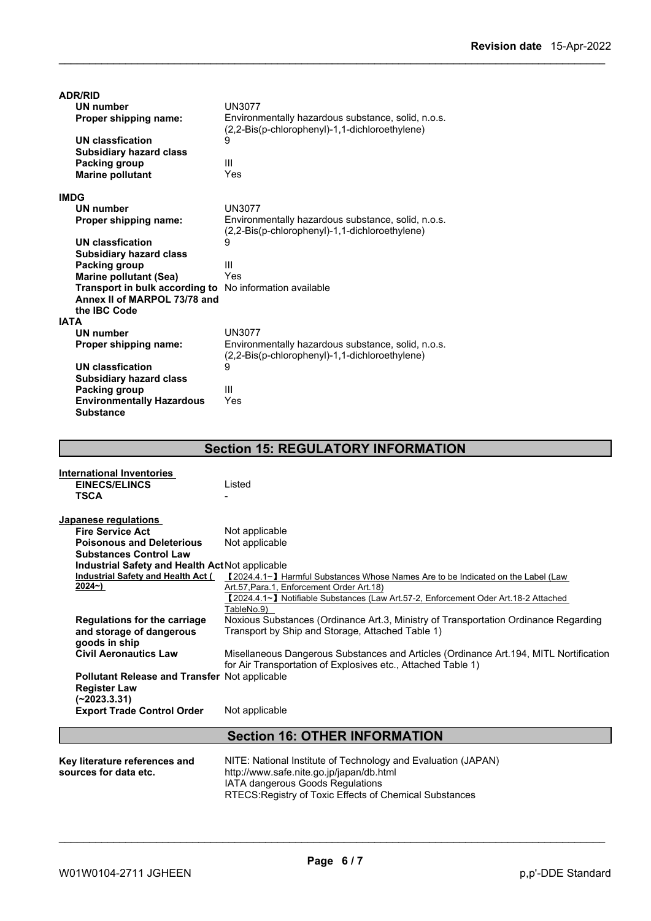**ADR/RID**

| | |
|---|---|
| **UN number** | UN3077 |
| **Proper shipping name:** | Environmentally hazardous substance, solid, n.o.s. (2,2-Bis(p-chlorophenyl)-1,1-dichloroethylene) |
| **UN classfication** | 9 |
| **Subsidiary hazard class** | |
| **Packing group** | III |
| **Marine pollutant** | Yes |

**IMDG**

| | |
|---|---|
| **UN number** | UN3077 |
| **Proper shipping name:** | Environmentally hazardous substance, solid, n.o.s. (2,2-Bis(p-chlorophenyl)-1,1-dichloroethylene) |
| **UN classfication** | 9 |
| **Subsidiary hazard class** | |
| **Packing group** | III |
| **Marine pollutant (Sea)** | Yes |
| **Transport in bulk according to Annex II of MARPOL 73/78 and the IBC Code** | No information available |

**IATA**

| | |
|---|---|
| **UN number** | UN3077 |
| **Proper shipping name:** | Environmentally hazardous substance, solid, n.o.s. (2,2-Bis(p-chlorophenyl)-1,1-dichloroethylene) |
| **UN classfication** | 9 |
| **Subsidiary hazard class** | |
| **Packing group** | III |
| **Environmentally Hazardous Substance** | Yes |

## Section 15: REGULATORY INFORMATION

**International Inventories**

| | |
|---|---|
| **EINECS/ELINCS** | Listed |
| **TSCA** | - |

**Japanese regulations**

| | |
|---|---|
| **Fire Service Act** | Not applicable |
| **Poisonous and Deleterious Substances Control Law** | Not applicable |
| **Industrial Safety and Health Act** | Not applicable |
| **Industrial Safety and Health Act (2024~)** | 【2024.4.1~】Harmful Substances Whose Names Are to be Indicated on the Label (Law Art.57,Para.1, Enforcement Order Art.18)<br>【2024.4.1~】Notifiable Substances (Law Art.57-2, Enforcement Oder Art.18-2 Attached TableNo.9) |
| **Regulations for the carriage and storage of dangerous goods in ship** | Noxious Substances (Ordinance Art.3, Ministry of Transportation Ordinance Regarding Transport by Ship and Storage, Attached Table 1) |
| **Civil Aeronautics Law** | Misellaneous Dangerous Substances and Articles (Ordinance Art.194, MITL Nortification for Air Transportation of Explosives etc., Attached Table 1) |
| **Pollutant Release and Transfer Register Law (~2023.3.31)** | Not applicable |
| **Export Trade Control Order** | Not applicable |

## Section 16: OTHER INFORMATION

| | |
|---|---|
| **Key literature references and sources for data etc.** | NITE: National Institute of Technology and Evaluation (JAPAN)<br>http://www.safe.nite.go.jp/japan/db.html<br>IATA dangerous Goods Regulations<br>RTECS:Registry of Toxic Effects of Chemical Substances |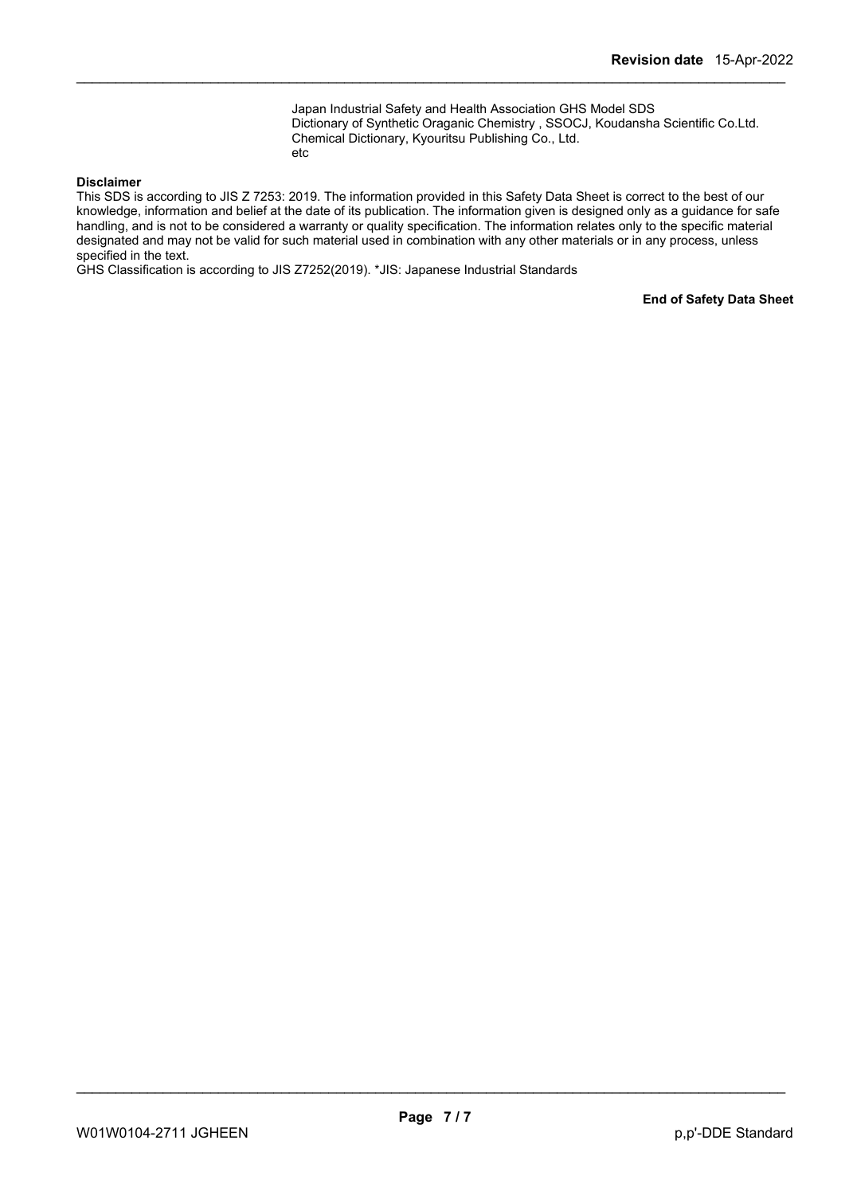Japan Industrial Safety and Health Association GHS Model SDS
Dictionary of Synthetic Oraganic Chemistry , SSOCJ, Koudansha Scientific Co.Ltd.
Chemical Dictionary, Kyouritsu Publishing Co., Ltd.
etc

**Disclaimer**

This SDS is according to JIS Z 7253: 2019. The information provided in this Safety Data Sheet is correct to the best of our knowledge, information and belief at the date of its publication. The information given is designed only as a guidance for safe handling, and is not to be considered a warranty or quality specification. The information relates only to the specific material designated and may not be valid for such material used in combination with any other materials or in any process, unless specified in the text.

GHS Classification is according to JIS Z7252(2019). *JIS: Japanese Industrial Standards

**End of Safety Data Sheet**